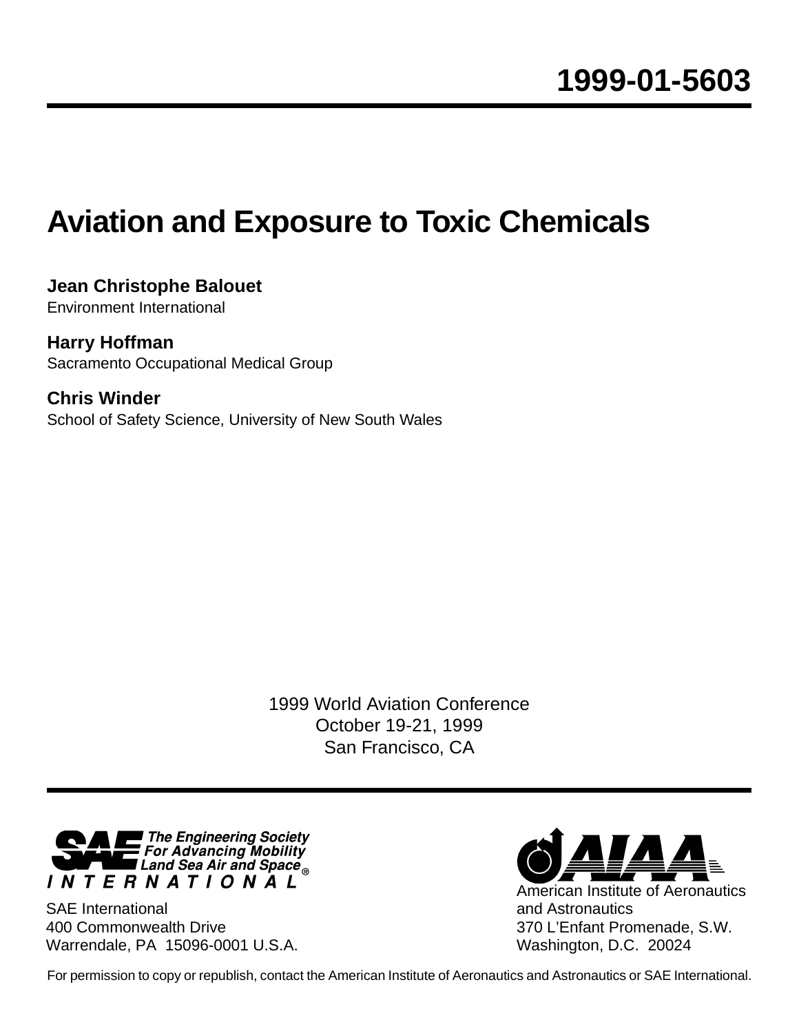**1999-01-5603**

# Aviation and Exposure to Toxic Chemicals

**Jean Christophe Balouet**
Environment International

**Harry Hoffman**
Sacramento Occupational Medical Group

**Chris Winder**
School of Safety Science, University of New South Wales

1999 World Aviation Conference
October 19-21, 1999
San Francisco, CA

SAE International — The Engineering Society For Advancing Mobility Land Sea Air and Space
SAE International
400 Commonwealth Drive
Warrendale, PA 15096-0001 U.S.A.

American Institute of Aeronautics and Astronautics
370 L'Enfant Promenade, S.W.
Washington, D.C. 20024

For permission to copy or republish, contact the American Institute of Aeronautics and Astronautics or SAE International.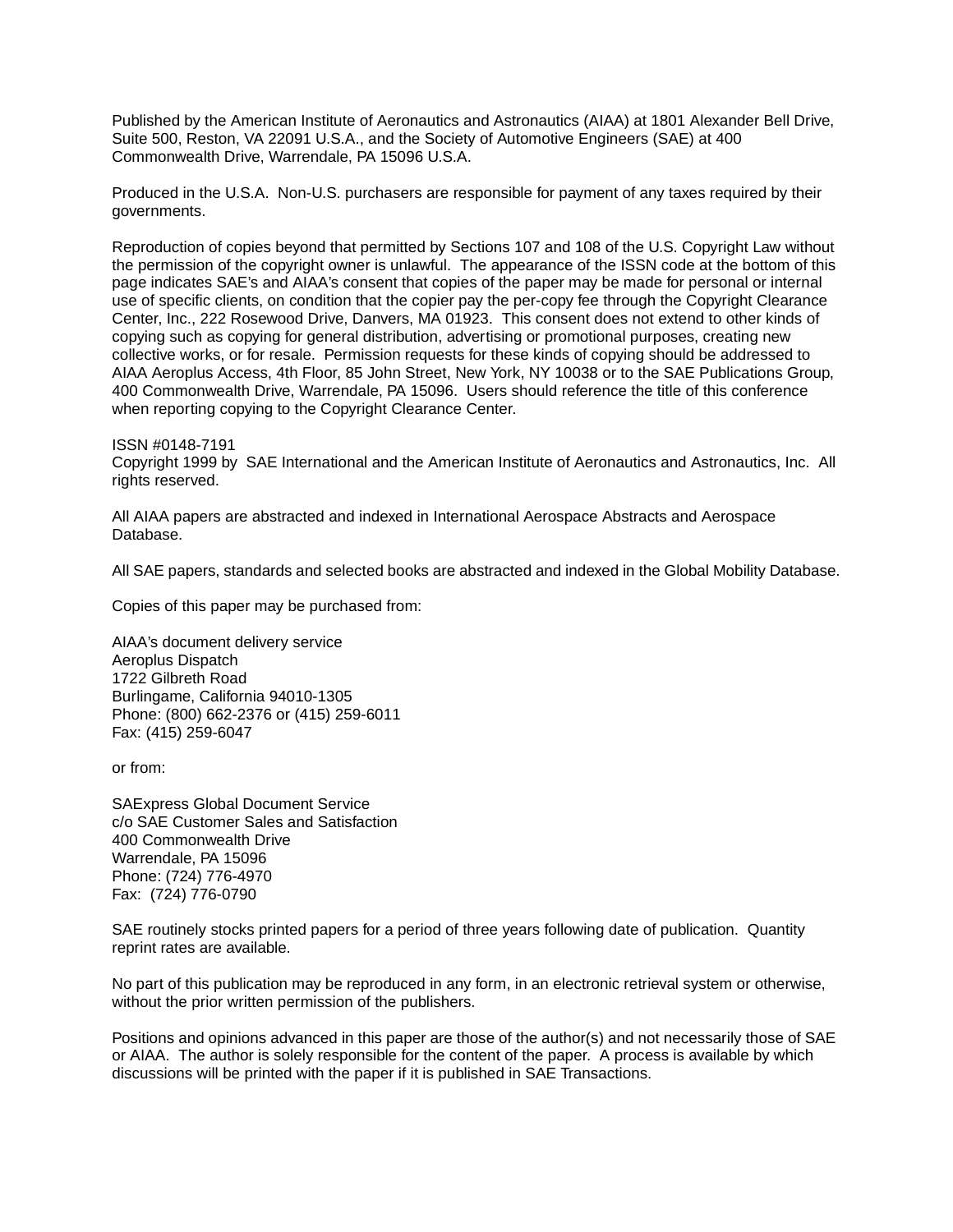Published by the American Institute of Aeronautics and Astronautics (AIAA) at 1801 Alexander Bell Drive, Suite 500, Reston, VA 22091 U.S.A., and the Society of Automotive Engineers (SAE) at 400 Commonwealth Drive, Warrendale, PA 15096 U.S.A.

Produced in the U.S.A. Non-U.S. purchasers are responsible for payment of any taxes required by their governments.

Reproduction of copies beyond that permitted by Sections 107 and 108 of the U.S. Copyright Law without the permission of the copyright owner is unlawful. The appearance of the ISSN code at the bottom of this page indicates SAE's and AIAA's consent that copies of the paper may be made for personal or internal use of specific clients, on condition that the copier pay the per-copy fee through the Copyright Clearance Center, Inc., 222 Rosewood Drive, Danvers, MA 01923. This consent does not extend to other kinds of copying such as copying for general distribution, advertising or promotional purposes, creating new collective works, or for resale. Permission requests for these kinds of copying should be addressed to AIAA Aeroplus Access, 4th Floor, 85 John Street, New York, NY 10038 or to the SAE Publications Group, 400 Commonwealth Drive, Warrendale, PA 15096. Users should reference the title of this conference when reporting copying to the Copyright Clearance Center.

ISSN #0148-7191
Copyright 1999 by SAE International and the American Institute of Aeronautics and Astronautics, Inc. All rights reserved.

All AIAA papers are abstracted and indexed in International Aerospace Abstracts and Aerospace Database.

All SAE papers, standards and selected books are abstracted and indexed in the Global Mobility Database.

Copies of this paper may be purchased from:

AIAA's document delivery service
Aeroplus Dispatch
1722 Gilbreth Road
Burlingame, California 94010-1305
Phone: (800) 662-2376 or (415) 259-6011
Fax: (415) 259-6047

or from:

SAExpress Global Document Service
c/o SAE Customer Sales and Satisfaction
400 Commonwealth Drive
Warrendale, PA 15096
Phone: (724) 776-4970
Fax: (724) 776-0790

SAE routinely stocks printed papers for a period of three years following date of publication. Quantity reprint rates are available.

No part of this publication may be reproduced in any form, in an electronic retrieval system or otherwise, without the prior written permission of the publishers.

Positions and opinions advanced in this paper are those of the author(s) and not necessarily those of SAE or AIAA. The author is solely responsible for the content of the paper. A process is available by which discussions will be printed with the paper if it is published in SAE Transactions.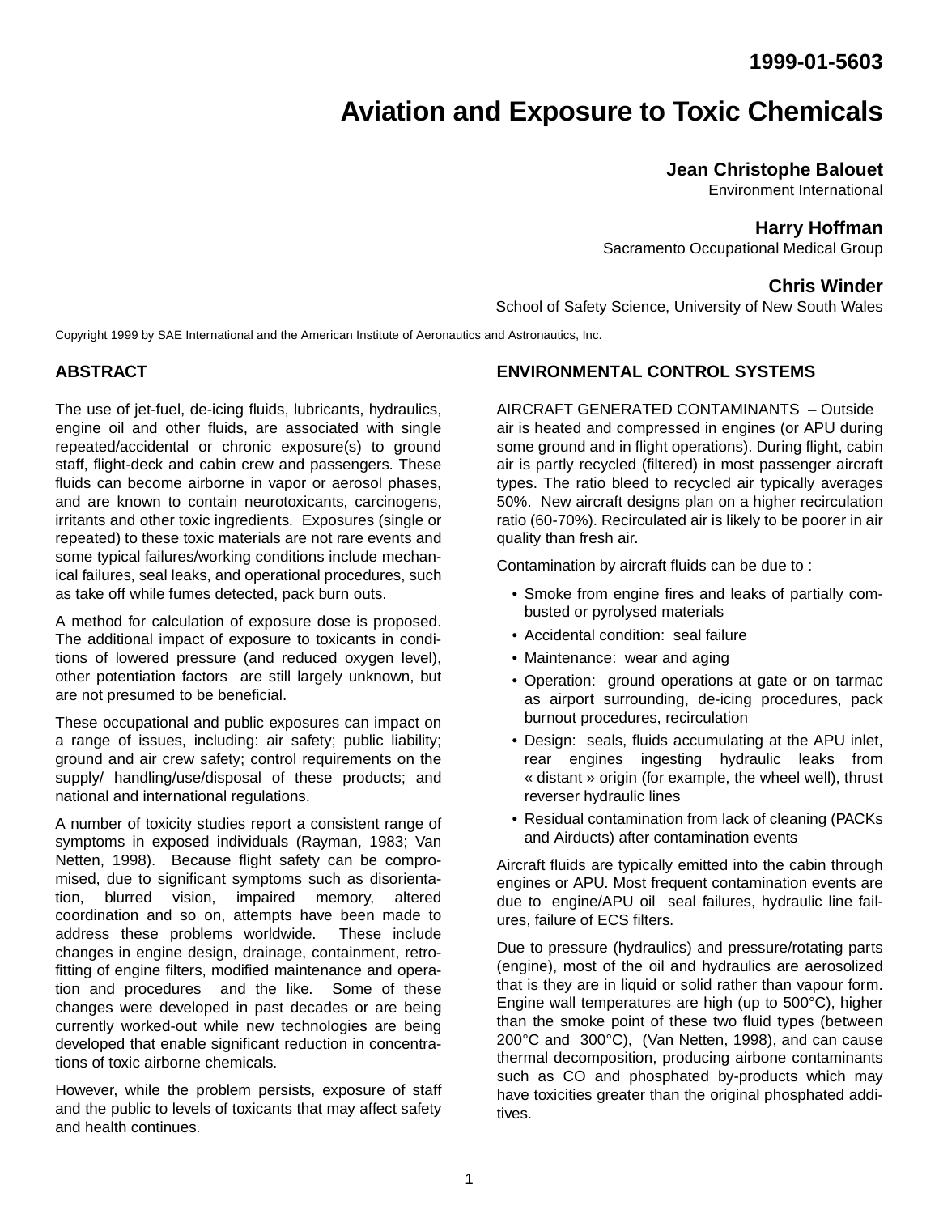# 1999-01-5603

# Aviation and Exposure to Toxic Chemicals

**Jean Christophe Balouet**
Environment International

**Harry Hoffman**
Sacramento Occupational Medical Group

**Chris Winder**
School of Safety Science, University of New South Wales

Copyright 1999 by SAE International and the American Institute of Aeronautics and Astronautics, Inc.

## ABSTRACT

The use of jet-fuel, de-icing fluids, lubricants, hydraulics, engine oil and other fluids, are associated with single repeated/accidental or chronic exposure(s) to ground staff, flight-deck and cabin crew and passengers. These fluids can become airborne in vapor or aerosol phases, and are known to contain neurotoxicants, carcinogens, irritants and other toxic ingredients. Exposures (single or repeated) to these toxic materials are not rare events and some typical failures/working conditions include mechanical failures, seal leaks, and operational procedures, such as take off while fumes detected, pack burn outs.

A method for calculation of exposure dose is proposed. The additional impact of exposure to toxicants in conditions of lowered pressure (and reduced oxygen level), other potentiation factors are still largely unknown, but are not presumed to be beneficial.

These occupational and public exposures can impact on a range of issues, including: air safety; public liability; ground and air crew safety; control requirements on the supply/ handling/use/disposal of these products; and national and international regulations.

A number of toxicity studies report a consistent range of symptoms in exposed individuals (Rayman, 1983; Van Netten, 1998). Because flight safety can be compromised, due to significant symptoms such as disorientation, blurred vision, impaired memory, altered coordination and so on, attempts have been made to address these problems worldwide. These include changes in engine design, drainage, containment, retrofitting of engine filters, modified maintenance and operation and procedures and the like. Some of these changes were developed in past decades or are being currently worked-out while new technologies are being developed that enable significant reduction in concentrations of toxic airborne chemicals.

However, while the problem persists, exposure of staff and the public to levels of toxicants that may affect safety and health continues.

## ENVIRONMENTAL CONTROL SYSTEMS

AIRCRAFT GENERATED CONTAMINANTS – Outside air is heated and compressed in engines (or APU during some ground and in flight operations). During flight, cabin air is partly recycled (filtered) in most passenger aircraft types. The ratio bleed to recycled air typically averages 50%. New aircraft designs plan on a higher recirculation ratio (60-70%). Recirculated air is likely to be poorer in air quality than fresh air.

Contamination by aircraft fluids can be due to :

- Smoke from engine fires and leaks of partially combusted or pyrolysed materials
- Accidental condition: seal failure
- Maintenance: wear and aging
- Operation: ground operations at gate or on tarmac as airport surrounding, de-icing procedures, pack burnout procedures, recirculation
- Design: seals, fluids accumulating at the APU inlet, rear engines ingesting hydraulic leaks from « distant » origin (for example, the wheel well), thrust reverser hydraulic lines
- Residual contamination from lack of cleaning (PACKs and Airducts) after contamination events

Aircraft fluids are typically emitted into the cabin through engines or APU. Most frequent contamination events are due to engine/APU oil seal failures, hydraulic line failures, failure of ECS filters.

Due to pressure (hydraulics) and pressure/rotating parts (engine), most of the oil and hydraulics are aerosolized that is they are in liquid or solid rather than vapour form. Engine wall temperatures are high (up to 500°C), higher than the smoke point of these two fluid types (between 200°C and 300°C), (Van Netten, 1998), and can cause thermal decomposition, producing airbone contaminants such as CO and phosphated by-products which may have toxicities greater than the original phosphated additives.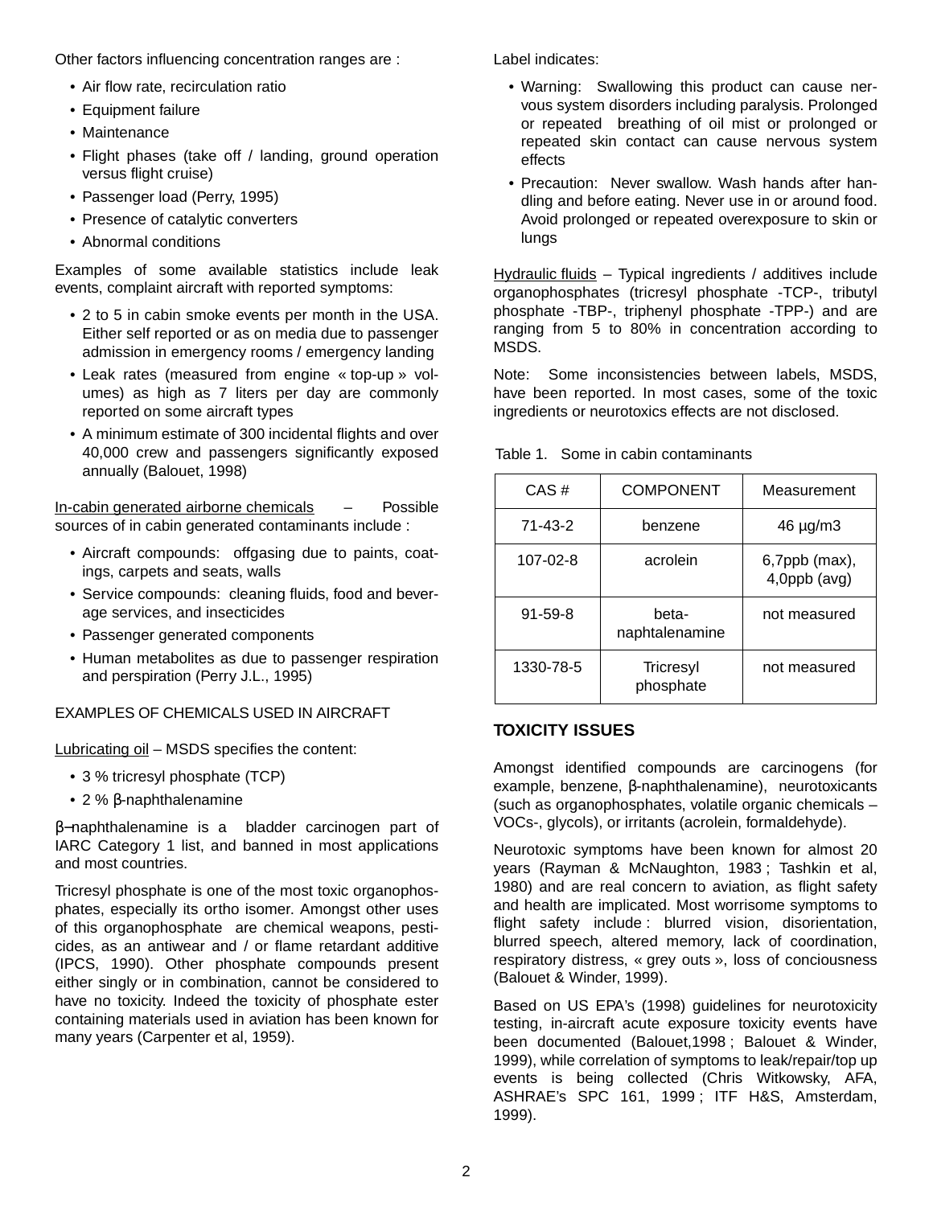Other factors influencing concentration ranges are :

- Air flow rate, recirculation ratio
- Equipment failure
- Maintenance
- Flight phases (take off / landing, ground operation versus flight cruise)
- Passenger load (Perry, 1995)
- Presence of catalytic converters
- Abnormal conditions

Examples of some available statistics include leak events, complaint aircraft with reported symptoms:

- 2 to 5 in cabin smoke events per month in the USA. Either self reported or as on media due to passenger admission in emergency rooms / emergency landing
- Leak rates (measured from engine « top-up » volumes) as high as 7 liters per day are commonly reported on some aircraft types
- A minimum estimate of 300 incidental flights and over 40,000 crew and passengers significantly exposed annually (Balouet, 1998)

In-cabin generated airborne chemicals – Possible sources of in cabin generated contaminants include :

- Aircraft compounds: offgasing due to paints, coatings, carpets and seats, walls
- Service compounds: cleaning fluids, food and beverage services, and insecticides
- Passenger generated components
- Human metabolites as due to passenger respiration and perspiration (Perry J.L., 1995)

EXAMPLES OF CHEMICALS USED IN AIRCRAFT

Lubricating oil – MSDS specifies the content:

- 3 % tricresyl phosphate (TCP)
- 2 % β-naphthalenamine

β–naphthalenamine is a bladder carcinogen part of IARC Category 1 list, and banned in most applications and most countries.

Tricresyl phosphate is one of the most toxic organophosphates, especially its ortho isomer. Amongst other uses of this organophosphate are chemical weapons, pesticides, as an antiwear and / or flame retardant additive (IPCS, 1990). Other phosphate compounds present either singly or in combination, cannot be considered to have no toxicity. Indeed the toxicity of phosphate ester containing materials used in aviation has been known for many years (Carpenter et al, 1959).

Label indicates:

- Warning: Swallowing this product can cause nervous system disorders including paralysis. Prolonged or repeated breathing of oil mist or prolonged or repeated skin contact can cause nervous system effects
- Precaution: Never swallow. Wash hands after handling and before eating. Never use in or around food. Avoid prolonged or repeated overexposure to skin or lungs

Hydraulic fluids – Typical ingredients / additives include organophosphates (tricresyl phosphate -TCP-, tributyl phosphate -TBP-, triphenyl phosphate -TPP-) and are ranging from 5 to 80% in concentration according to MSDS.

Note: Some inconsistencies between labels, MSDS, have been reported. In most cases, some of the toxic ingredients or neurotoxics effects are not disclosed.

Table 1. Some in cabin contaminants

| CAS # | COMPONENT | Measurement |
|---|---|---|
| 71-43-2 | benzene | 46 µg/m3 |
| 107-02-8 | acrolein | 6,7ppb (max), 4,0ppb (avg) |
| 91-59-8 | beta-naphtalenamine | not measured |
| 1330-78-5 | Tricresyl phosphate | not measured |

## TOXICITY ISSUES

Amongst identified compounds are carcinogens (for example, benzene, β-naphthalenamine), neurotoxicants (such as organophosphates, volatile organic chemicals –VOCs-, glycols), or irritants (acrolein, formaldehyde).

Neurotoxic symptoms have been known for almost 20 years (Rayman & McNaughton, 1983 ; Tashkin et al, 1980) and are real concern to aviation, as flight safety and health are implicated. Most worrisome symptoms to flight safety include : blurred vision, disorientation, blurred speech, altered memory, lack of coordination, respiratory distress, « grey outs », loss of conciousness (Balouet & Winder, 1999).

Based on US EPA's (1998) guidelines for neurotoxicity testing, in-aircraft acute exposure toxicity events have been documented (Balouet,1998 ; Balouet & Winder, 1999), while correlation of symptoms to leak/repair/top up events is being collected (Chris Witkowsky, AFA, ASHRAE's SPC 161, 1999 ; ITF H&S, Amsterdam, 1999).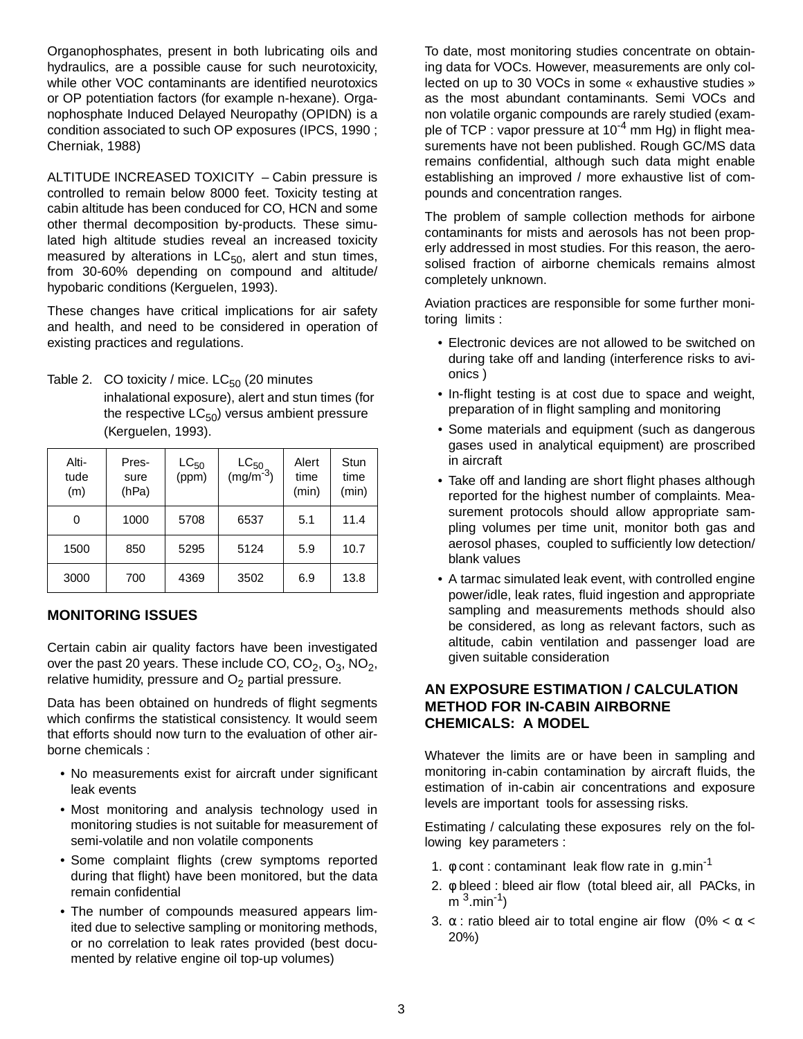Organophosphates, present in both lubricating oils and hydraulics, are a possible cause for such neurotoxicity, while other VOC contaminants are identified neurotoxics or OP potentiation factors (for example n-hexane). Organophosphate Induced Delayed Neuropathy (OPIDN) is a condition associated to such OP exposures (IPCS, 1990 ; Cherniak, 1988)

ALTITUDE INCREASED TOXICITY – Cabin pressure is controlled to remain below 8000 feet. Toxicity testing at cabin altitude has been conduced for CO, HCN and some other thermal decomposition by-products. These simulated high altitude studies reveal an increased toxicity measured by alterations in $LC_{50}$, alert and stun times, from 30-60% depending on compound and altitude/hypobaric conditions (Kerguelen, 1993).

These changes have critical implications for air safety and health, and need to be considered in operation of existing practices and regulations.

Table 2. CO toxicity / mice. $LC_{50}$ (20 minutes inhalational exposure), alert and stun times (for the respective $LC_{50}$) versus ambient pressure (Kerguelen, 1993).

| Altitude (m) | Pressure (hPa) | $LC_{50}$ (ppm) | $LC_{50}$ ($mg/m^{-3}$) | Alert time (min) | Stun time (min) |
|---|---|---|---|---|---|
| 0 | 1000 | 5708 | 6537 | 5.1 | 11.4 |
| 1500 | 850 | 5295 | 5124 | 5.9 | 10.7 |
| 3000 | 700 | 4369 | 3502 | 6.9 | 13.8 |

## MONITORING ISSUES

Certain cabin air quality factors have been investigated over the past 20 years. These include CO, $CO_2$, $O_3$, $NO_2$, relative humidity, pressure and $O_2$ partial pressure.

Data has been obtained on hundreds of flight segments which confirms the statistical consistency. It would seem that efforts should now turn to the evaluation of other airborne chemicals :

- No measurements exist for aircraft under significant leak events
- Most monitoring and analysis technology used in monitoring studies is not suitable for measurement of semi-volatile and non volatile components
- Some complaint flights (crew symptoms reported during that flight) have been monitored, but the data remain confidential
- The number of compounds measured appears limited due to selective sampling or monitoring methods, or no correlation to leak rates provided (best documented by relative engine oil top-up volumes)

To date, most monitoring studies concentrate on obtaining data for VOCs. However, measurements are only collected on up to 30 VOCs in some « exhaustive studies » as the most abundant contaminants. Semi VOCs and non volatile organic compounds are rarely studied (example of TCP : vapor pressure at $10^{-4}$ mm Hg) in flight measurements have not been published. Rough GC/MS data remains confidential, although such data might enable establishing an improved / more exhaustive list of compounds and concentration ranges.

The problem of sample collection methods for airbone contaminants for mists and aerosols has not been properly addressed in most studies. For this reason, the aerosolised fraction of airborne chemicals remains almost completely unknown.

Aviation practices are responsible for some further monitoring limits :

- Electronic devices are not allowed to be switched on during take off and landing (interference risks to avionics )
- In-flight testing is at cost due to space and weight, preparation of in flight sampling and monitoring
- Some materials and equipment (such as dangerous gases used in analytical equipment) are proscribed in aircraft
- Take off and landing are short flight phases although reported for the highest number of complaints. Measurement protocols should allow appropriate sampling volumes per time unit, monitor both gas and aerosol phases, coupled to sufficiently low detection/blank values
- A tarmac simulated leak event, with controlled engine power/idle, leak rates, fluid ingestion and appropriate sampling and measurements methods should also be considered, as long as relevant factors, such as altitude, cabin ventilation and passenger load are given suitable consideration

## AN EXPOSURE ESTIMATION / CALCULATION METHOD FOR IN-CABIN AIRBORNE CHEMICALS: A MODEL

Whatever the limits are or have been in sampling and monitoring in-cabin contamination by aircraft fluids, the estimation of in-cabin air concentrations and exposure levels are important tools for assessing risks.

Estimating / calculating these exposures rely on the following key parameters :

1. $\varphi$ cont : contaminant leak flow rate in $g.min^{-1}$
2. $\varphi$ bleed : bleed air flow (total bleed air, all PACks, in $m^3.min^{-1}$)
3. $\alpha$ : ratio bleed air to total engine air flow ($0\% < \alpha < 20\%$)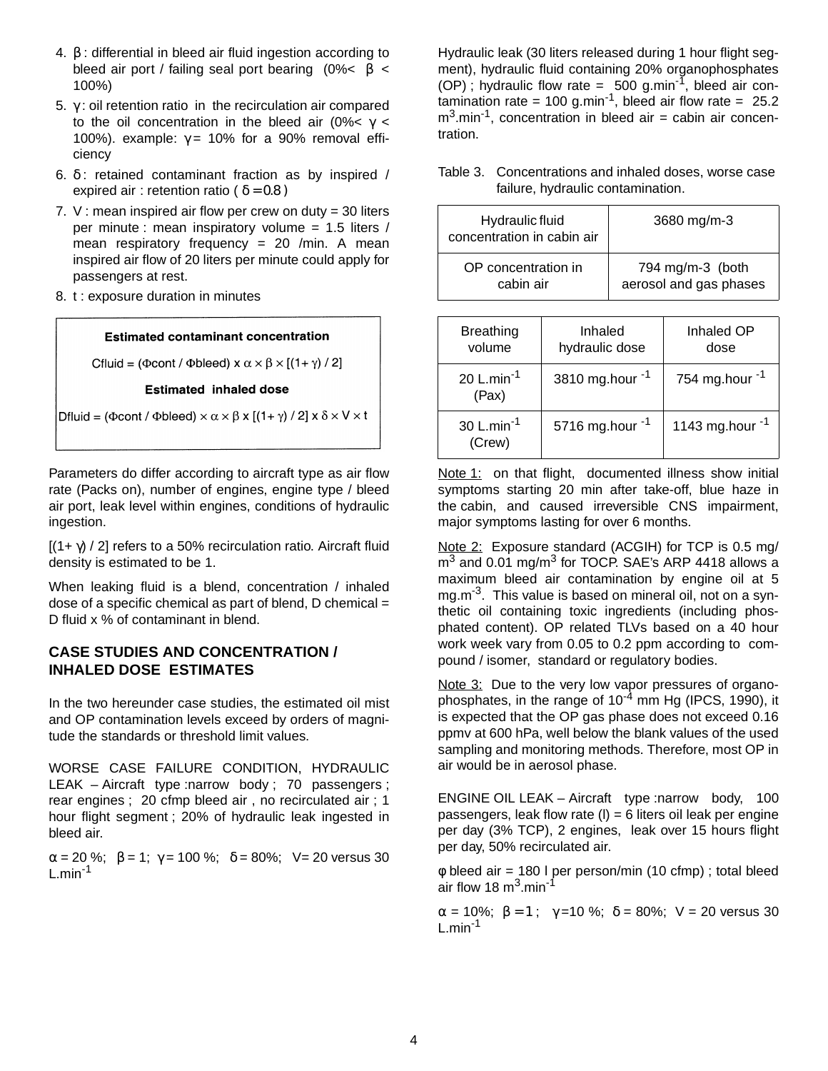4. $\beta$ : differential in bleed air fluid ingestion according to bleed air port / failing seal port bearing (0%< $\beta$ < 100%)
5. $\gamma$ : oil retention ratio in the recirculation air compared to the oil concentration in the bleed air (0%< $\gamma$ < 100%). example: $\gamma$ = 10% for a 90% removal efficiency
6. $\delta$ : retained contaminant fraction as by inspired / expired air : retention ratio ( $\delta = 0.8$ )
7. V : mean inspired air flow per crew on duty = 30 liters per minute : mean inspiratory volume = 1.5 liters / mean respiratory frequency = 20 /min. A mean inspired air flow of 20 liters per minute could apply for passengers at rest.
8. t : exposure duration in minutes

**Estimated contaminant concentration**

$$C_{fluid} = (\Phi cont / \Phi bleed) \times \alpha \times \beta \times [(1+\gamma) / 2]$$

**Estimated inhaled dose**

$$D_{fluid} = (\Phi cont / \Phi bleed) \times \alpha \times \beta \times [(1+\gamma) / 2] \times \delta \times V \times t$$

Parameters do differ according to aircraft type as air flow rate (Packs on), number of engines, engine type / bleed air port, leak level within engines, conditions of hydraulic ingestion.

$[(1+\gamma) / 2]$ refers to a 50% recirculation ratio. Aircraft fluid density is estimated to be 1.

When leaking fluid is a blend, concentration / inhaled dose of a specific chemical as part of blend, D chemical = D fluid x % of contaminant in blend.

## CASE STUDIES AND CONCENTRATION / INHALED DOSE ESTIMATES

In the two hereunder case studies, the estimated oil mist and OP contamination levels exceed by orders of magnitude the standards or threshold limit values.

WORSE CASE FAILURE CONDITION, HYDRAULIC LEAK – Aircraft type :narrow body ; 70 passengers ; rear engines ; 20 cfmp bleed air , no recirculated air ; 1 hour flight segment ; 20% of hydraulic leak ingested in bleed air.

$\alpha$ = 20 %; $\beta$ = 1; $\gamma$ = 100 %; $\delta$ = 80%; V= 20 versus 30 $L.min^{-1}$

Hydraulic leak (30 liters released during 1 hour flight segment), hydraulic fluid containing 20% organophosphates (OP) ; hydraulic flow rate = 500 $g.min^{-1}$, bleed air contamination rate = 100 $g.min^{-1}$, bleed air flow rate = 25.2 $m^3.min^{-1}$, concentration in bleed air = cabin air concentration.

Table 3. Concentrations and inhaled doses, worse case failure, hydraulic contamination.

| Hydraulic fluid concentration in cabin air | 3680 mg/m-3 |
|---|---|
| OP concentration in cabin air | 794 mg/m-3 (both aerosol and gas phases |

| Breathing volume | Inhaled hydraulic dose | Inhaled OP dose |
|---|---|---|
| 20 $L.min^{-1}$ (Pax) | 3810 $mg.hour^{-1}$ | 754 $mg.hour^{-1}$ |
| 30 $L.min^{-1}$ (Crew) | 5716 $mg.hour^{-1}$ | 1143 $mg.hour^{-1}$ |

Note 1: on that flight, documented illness show initial symptoms starting 20 min after take-off, blue haze in the cabin, and caused irreversible CNS impairment, major symptoms lasting for over 6 months.

Note 2: Exposure standard (ACGIH) for TCP is 0.5 mg/$m^3$ and 0.01 mg/$m^3$ for TOCP. SAE's ARP 4418 allows a maximum bleed air contamination by engine oil at 5 $mg.m^{-3}$. This value is based on mineral oil, not on a synthetic oil containing toxic ingredients (including phosphated content). OP related TLVs based on a 40 hour work week vary from 0.05 to 0.2 ppm according to compound / isomer, standard or regulatory bodies.

Note 3: Due to the very low vapor pressures of organophosphates, in the range of $10^{-4}$ mm Hg (IPCS, 1990), it is expected that the OP gas phase does not exceed 0.16 ppmv at 600 hPa, well below the blank values of the used sampling and monitoring methods. Therefore, most OP in air would be in aerosol phase.

ENGINE OIL LEAK – Aircraft type :narrow body, 100 passengers, leak flow rate (l) = 6 liters oil leak per engine per day (3% TCP), 2 engines, leak over 15 hours flight per day, 50% recirculated air.

$\varphi$ bleed air = 180 l per person/min (10 cfmp) ; total bleed air flow 18 $m^3.min^{-1}$

$\alpha$ = 10%; $\beta = 1$ ; $\gamma$ =10 %; $\delta$ = 80%; V = 20 versus 30 $L.min^{-1}$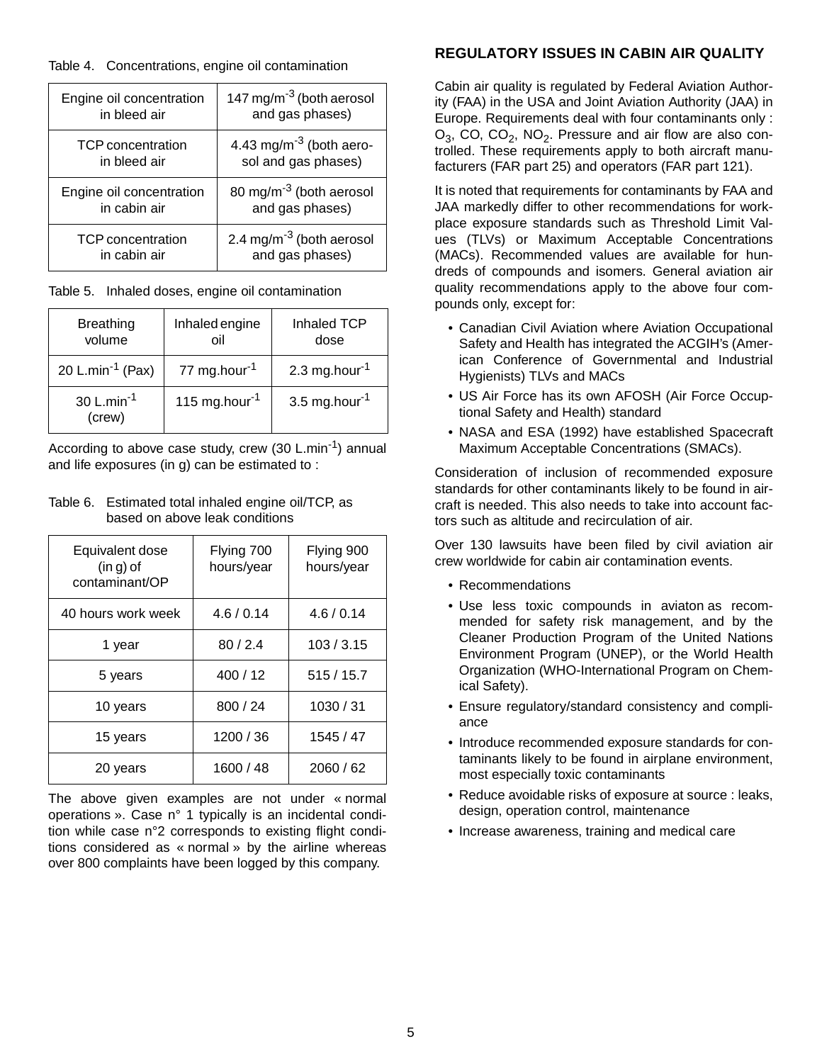Table 4. Concentrations, engine oil contamination

| | |
|---|---|
| Engine oil concentration in bleed air | 147 mg/m$^{-3}$ (both aerosol and gas phases) |
| TCP concentration in bleed air | 4.43 mg/m$^{-3}$ (both aerosol and gas phases) |
| Engine oil concentration in cabin air | 80 mg/m$^{-3}$ (both aerosol and gas phases) |
| TCP concentration in cabin air | 2.4 mg/m$^{-3}$ (both aerosol and gas phases) |

Table 5. Inhaled doses, engine oil contamination

| Breathing volume | Inhaled engine oil | Inhaled TCP dose |
|---|---|---|
| 20 L.min$^{-1}$ (Pax) | 77 mg.hour$^{-1}$ | 2.3 mg.hour$^{-1}$ |
| 30 L.min$^{-1}$ (crew) | 115 mg.hour$^{-1}$ | 3.5 mg.hour$^{-1}$ |

According to above case study, crew (30 L.min$^{-1}$) annual and life exposures (in g) can be estimated to :

Table 6. Estimated total inhaled engine oil/TCP, as based on above leak conditions

| Equivalent dose (in g) of contaminant/OP | Flying 700 hours/year | Flying 900 hours/year |
|---|---|---|
| 40 hours work week | 4.6 / 0.14 | 4.6 / 0.14 |
| 1 year | 80 / 2.4 | 103 / 3.15 |
| 5 years | 400 / 12 | 515 / 15.7 |
| 10 years | 800 / 24 | 1030 / 31 |
| 15 years | 1200 / 36 | 1545 / 47 |
| 20 years | 1600 / 48 | 2060 / 62 |

The above given examples are not under « normal operations ». Case n° 1 typically is an incidental condition while case n°2 corresponds to existing flight conditions considered as « normal » by the airline whereas over 800 complaints have been logged by this company.

## REGULATORY ISSUES IN CABIN AIR QUALITY

Cabin air quality is regulated by Federal Aviation Authority (FAA) in the USA and Joint Aviation Authority (JAA) in Europe. Requirements deal with four contaminants only : $O_3$, CO, $CO_2$, $NO_2$. Pressure and air flow are also controlled. These requirements apply to both aircraft manufacturers (FAR part 25) and operators (FAR part 121).

It is noted that requirements for contaminants by FAA and JAA markedly differ to other recommendations for workplace exposure standards such as Threshold Limit Values (TLVs) or Maximum Acceptable Concentrations (MACs). Recommended values are available for hundreds of compounds and isomers. General aviation air quality recommendations apply to the above four compounds only, except for:

- Canadian Civil Aviation where Aviation Occupational Safety and Health has integrated the ACGIH's (American Conference of Governmental and Industrial Hygienists) TLVs and MACs
- US Air Force has its own AFOSH (Air Force Occuptional Safety and Health) standard
- NASA and ESA (1992) have established Spacecraft Maximum Acceptable Concentrations (SMACs).

Consideration of inclusion of recommended exposure standards for other contaminants likely to be found in aircraft is needed. This also needs to take into account factors such as altitude and recirculation of air.

Over 130 lawsuits have been filed by civil aviation air crew worldwide for cabin air contamination events.

- Recommendations
- Use less toxic compounds in aviaton as recommended for safety risk management, and by the Cleaner Production Program of the United Nations Environment Program (UNEP), or the World Health Organization (WHO-International Program on Chemical Safety).
- Ensure regulatory/standard consistency and compliance
- Introduce recommended exposure standards for contaminants likely to be found in airplane environment, most especially toxic contaminants
- Reduce avoidable risks of exposure at source : leaks, design, operation control, maintenance
- Increase awareness, training and medical care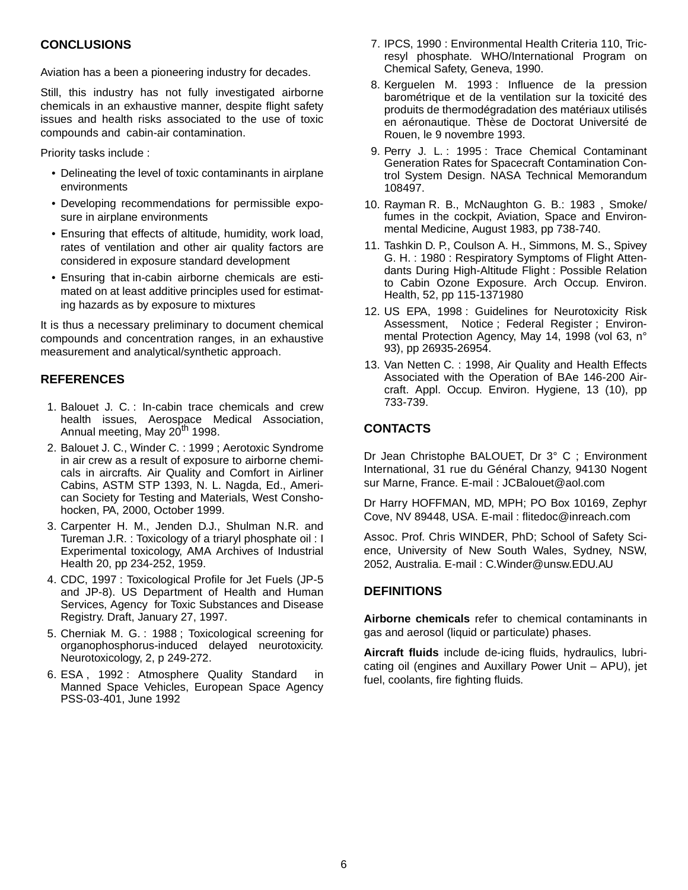## CONCLUSIONS

Aviation has a been a pioneering industry for decades.

Still, this industry has not fully investigated airborne chemicals in an exhaustive manner, despite flight safety issues and health risks associated to the use of toxic compounds and cabin-air contamination.

Priority tasks include :

- Delineating the level of toxic contaminants in airplane environments
- Developing recommendations for permissible exposure in airplane environments
- Ensuring that effects of altitude, humidity, work load, rates of ventilation and other air quality factors are considered in exposure standard development
- Ensuring that in-cabin airborne chemicals are estimated on at least additive principles used for estimating hazards as by exposure to mixtures

It is thus a necessary preliminary to document chemical compounds and concentration ranges, in an exhaustive measurement and analytical/synthetic approach.

## REFERENCES

1. Balouet J. C. : In-cabin trace chemicals and crew health issues, Aerospace Medical Association, Annual meeting, May 20th 1998.
2. Balouet J. C., Winder C. : 1999 ; Aerotoxic Syndrome in air crew as a result of exposure to airborne chemicals in aircrafts. Air Quality and Comfort in Airliner Cabins, ASTM STP 1393, N. L. Nagda, Ed., American Society for Testing and Materials, West Conshohocken, PA, 2000, October 1999.
3. Carpenter H. M., Jenden D.J., Shulman N.R. and Tureman J.R. : Toxicology of a triaryl phosphate oil : I Experimental toxicology, AMA Archives of Industrial Health 20, pp 234-252, 1959.
4. CDC, 1997 : Toxicological Profile for Jet Fuels (JP-5 and JP-8). US Department of Health and Human Services, Agency for Toxic Substances and Disease Registry. Draft, January 27, 1997.
5. Cherniak M. G. : 1988 ; Toxicological screening for organophosphorus-induced delayed neurotoxicity. Neurotoxicology, 2, p 249-272.
6. ESA , 1992 : Atmosphere Quality Standard in Manned Space Vehicles, European Space Agency PSS-03-401, June 1992
7. IPCS, 1990 : Environmental Health Criteria 110, Tricresyl phosphate. WHO/International Program on Chemical Safety, Geneva, 1990.
8. Kerguelen M. 1993 : Influence de la pression barométrique et de la ventilation sur la toxicité des produits de thermodégradation des matériaux utilisés en aéronautique. Thèse de Doctorat Université de Rouen, le 9 novembre 1993.
9. Perry J. L. : 1995 : Trace Chemical Contaminant Generation Rates for Spacecraft Contamination Control System Design. NASA Technical Memorandum 108497.
10. Rayman R. B., McNaughton G. B.: 1983 , Smoke/fumes in the cockpit, Aviation, Space and Environmental Medicine, August 1983, pp 738-740.
11. Tashkin D. P., Coulson A. H., Simmons, M. S., Spivey G. H. : 1980 : Respiratory Symptoms of Flight Attendants During High-Altitude Flight : Possible Relation to Cabin Ozone Exposure. Arch Occup. Environ. Health, 52, pp 115-1371980
12. US EPA, 1998 : Guidelines for Neurotoxicity Risk Assessment, Notice ; Federal Register ; Environmental Protection Agency, May 14, 1998 (vol 63, n° 93), pp 26935-26954.
13. Van Netten C. : 1998, Air Quality and Health Effects Associated with the Operation of BAe 146-200 Aircraft. Appl. Occup. Environ. Hygiene, 13 (10), pp 733-739.

## CONTACTS

Dr Jean Christophe BALOUET, Dr 3° C ; Environment International, 31 rue du Général Chanzy, 94130 Nogent sur Marne, France. E-mail : JCBalouet@aol.com

Dr Harry HOFFMAN, MD, MPH; PO Box 10169, Zephyr Cove, NV 89448, USA. E-mail : flitedoc@inreach.com

Assoc. Prof. Chris WINDER, PhD; School of Safety Science, University of New South Wales, Sydney, NSW, 2052, Australia. E-mail : C.Winder@unsw.EDU.AU

## DEFINITIONS

**Airborne chemicals** refer to chemical contaminants in gas and aerosol (liquid or particulate) phases.

**Aircraft fluids** include de-icing fluids, hydraulics, lubricating oil (engines and Auxillary Power Unit – APU), jet fuel, coolants, fire fighting fluids.